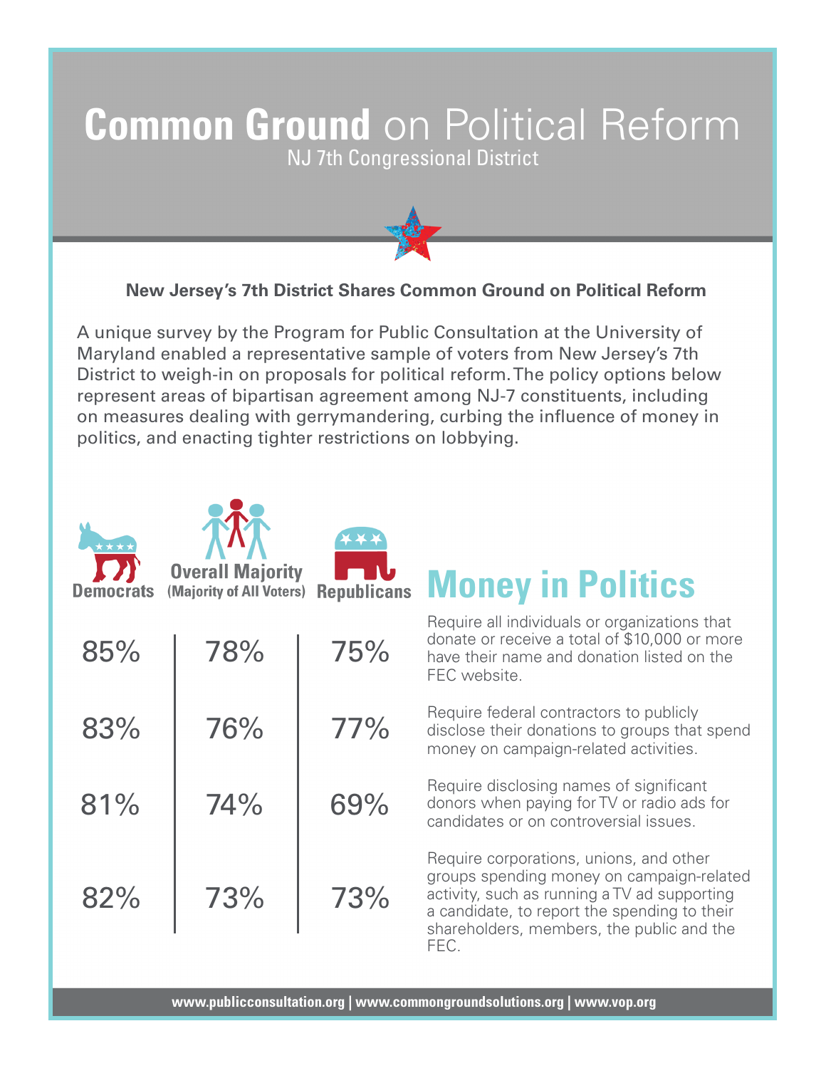# **Common Ground** on Political Reform

NJ 7th Congressional District

**New Jersey's 7th District Shares Common Ground on Political Reform**

A unique survey by the Program for Public Consultation at the University of Maryland enabled a representative sample of voters from New Jersey's 7th District to weigh-in on proposals for political reform. The policy options below represent areas of bipartisan agreement among NJ-7 constituents, including on measures dealing with gerrymandering, curbing the influence of money in politics, and enacting tighter restrictions on lobbying.

## Money in Politics

| Democrats | Overall Majority (Majority of All Voters) | Republicans | Money in Politics |
|---|---|---|---|
| 85% | 78% | 75% | Require all individuals or organizations that donate or receive a total of $10,000 or more have their name and donation listed on the FEC website. |
| 83% | 76% | 77% | Require federal contractors to publicly disclose their donations to groups that spend money on campaign-related activities. |
| 81% | 74% | 69% | Require disclosing names of significant donors when paying for TV or radio ads for candidates or on controversial issues. |
| 82% | 73% | 73% | Require corporations, unions, and other groups spending money on campaign-related activity, such as running a TV ad supporting a candidate, to report the spending to their shareholders, members, the public and the FEC. |

www.publicconsultation.org | www.commongroundsolutions.org | www.vop.org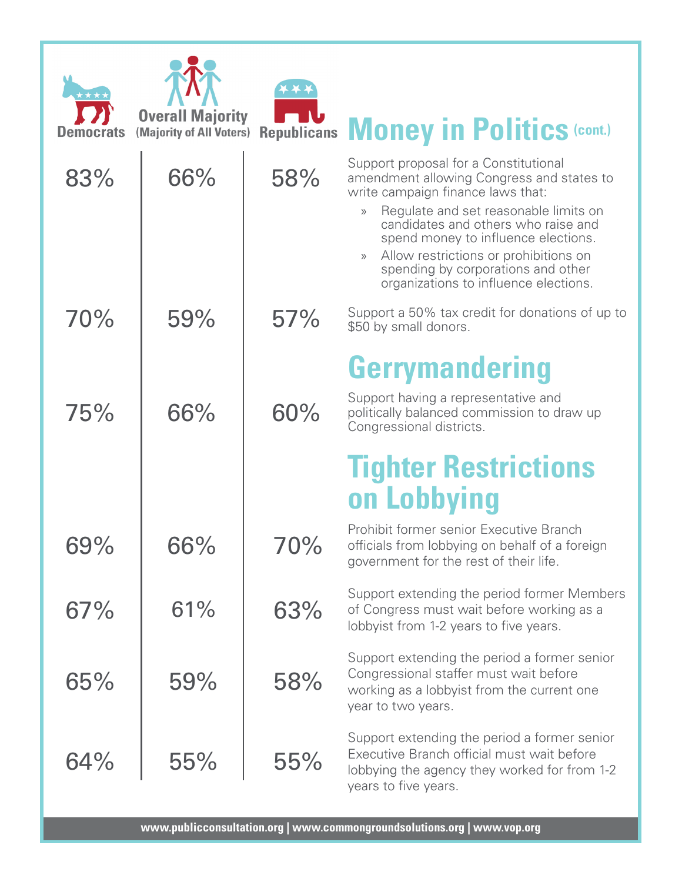| Democrats | Overall Majority (Majority of All Voters) | Republicans | |
|---|---|---|---|
| | | | **Money in Politics (cont.)** |
| 83% | 66% | 58% | Support proposal for a Constitutional amendment allowing Congress and states to write campaign finance laws that: » Regulate and set reasonable limits on candidates and others who raise and spend money to influence elections. » Allow restrictions or prohibitions on spending by corporations and other organizations to influence elections. |
| 70% | 59% | 57% | Support a 50% tax credit for donations of up to $50 by small donors. |
| | | | **Gerrymandering** |
| 75% | 66% | 60% | Support having a representative and politically balanced commission to draw up Congressional districts. |
| | | | **Tighter Restrictions on Lobbying** |
| 69% | 66% | 70% | Prohibit former senior Executive Branch officials from lobbying on behalf of a foreign government for the rest of their life. |
| 67% | 61% | 63% | Support extending the period former Members of Congress must wait before working as a lobbyist from 1-2 years to five years. |
| 65% | 59% | 58% | Support extending the period a former senior Congressional staffer must wait before working as a lobbyist from the current one year to two years. |
| 64% | 55% | 55% | Support extending the period a former senior Executive Branch official must wait before lobbying the agency they worked for from 1-2 years to five years. |

www.publicconsultation.org | www.commongroundsolutions.org | www.vop.org